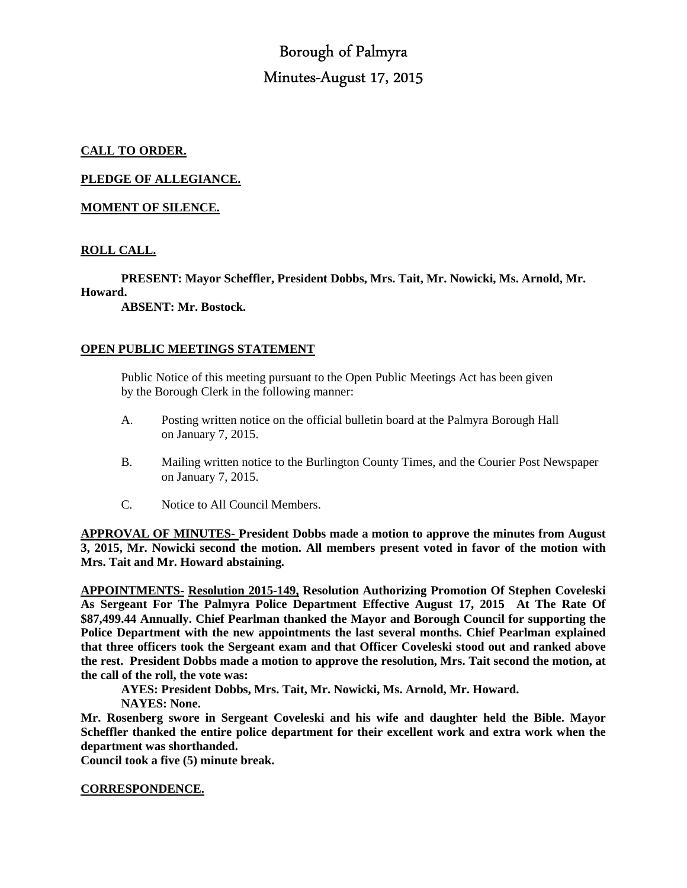# Borough of Palmyra

## Minutes-August 17, 2015

**CALL TO ORDER.**

**PLEDGE OF ALLEGIANCE.**

**MOMENT OF SILENCE.**

**ROLL CALL.**

**PRESENT: Mayor Scheffler, President Dobbs, Mrs. Tait, Mr. Nowicki, Ms. Arnold, Mr. Howard.**

**ABSENT: Mr. Bostock.**

**OPEN PUBLIC MEETINGS STATEMENT**

Public Notice of this meeting pursuant to the Open Public Meetings Act has been given by the Borough Clerk in the following manner:

A. Posting written notice on the official bulletin board at the Palmyra Borough Hall on January 7, 2015.

B. Mailing written notice to the Burlington County Times, and the Courier Post Newspaper on January 7, 2015.

C. Notice to All Council Members.

**APPROVAL OF MINUTES- President Dobbs made a motion to approve the minutes from August 3, 2015, Mr. Nowicki second the motion. All members present voted in favor of the motion with Mrs. Tait and Mr. Howard abstaining.**

**APPOINTMENTS- Resolution 2015-149, Resolution Authorizing Promotion Of Stephen Coveleski As Sergeant For The Palmyra Police Department Effective August 17, 2015 At The Rate Of \$87,499.44 Annually. Chief Pearlman thanked the Mayor and Borough Council for supporting the Police Department with the new appointments the last several months. Chief Pearlman explained that three officers took the Sergeant exam and that Officer Coveleski stood out and ranked above the rest. President Dobbs made a motion to approve the resolution, Mrs. Tait second the motion, at the call of the roll, the vote was:**

**AYES: President Dobbs, Mrs. Tait, Mr. Nowicki, Ms. Arnold, Mr. Howard.**

**NAYES: None.**

**Mr. Rosenberg swore in Sergeant Coveleski and his wife and daughter held the Bible. Mayor Scheffler thanked the entire police department for their excellent work and extra work when the department was shorthanded.**

**Council took a five (5) minute break.**

**CORRESPONDENCE.**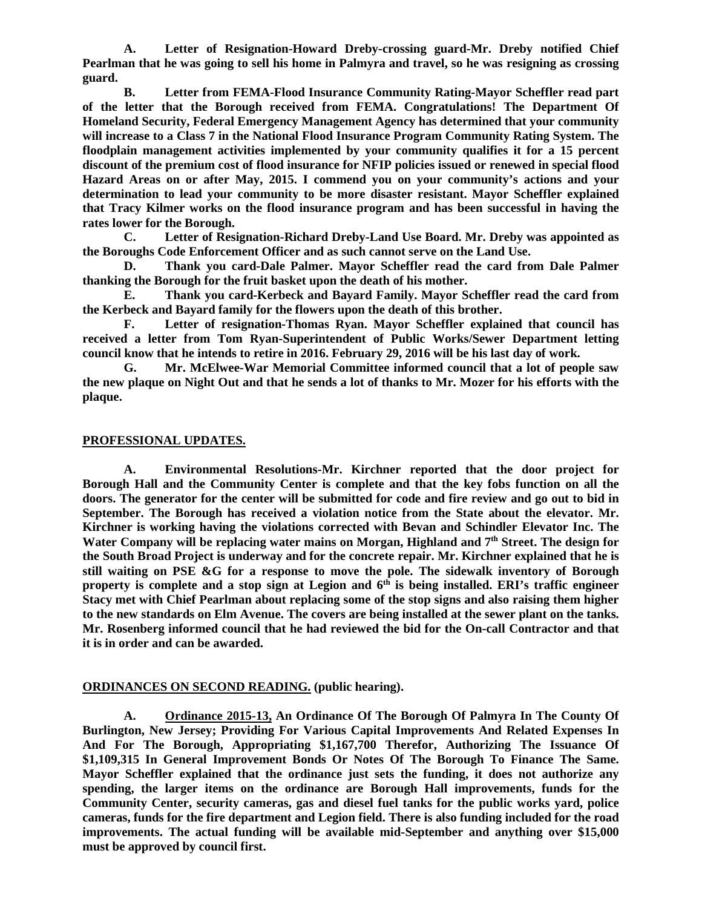**A. Letter of Resignation-Howard Dreby-crossing guard-Mr. Dreby notified Chief Pearlman that he was going to sell his home in Palmyra and travel, so he was resigning as crossing guard.**

**B. Letter from FEMA-Flood Insurance Community Rating-Mayor Scheffler read part of the letter that the Borough received from FEMA. Congratulations! The Department Of Homeland Security, Federal Emergency Management Agency has determined that your community will increase to a Class 7 in the National Flood Insurance Program Community Rating System. The floodplain management activities implemented by your community qualifies it for a 15 percent discount of the premium cost of flood insurance for NFIP policies issued or renewed in special flood Hazard Areas on or after May, 2015. I commend you on your community's actions and your determination to lead your community to be more disaster resistant. Mayor Scheffler explained that Tracy Kilmer works on the flood insurance program and has been successful in having the rates lower for the Borough.**

**C. Letter of Resignation-Richard Dreby-Land Use Board. Mr. Dreby was appointed as the Boroughs Code Enforcement Officer and as such cannot serve on the Land Use.**

**D. Thank you card-Dale Palmer. Mayor Scheffler read the card from Dale Palmer thanking the Borough for the fruit basket upon the death of his mother.**

**E. Thank you card-Kerbeck and Bayard Family. Mayor Scheffler read the card from the Kerbeck and Bayard family for the flowers upon the death of this brother.**

**F. Letter of resignation-Thomas Ryan. Mayor Scheffler explained that council has received a letter from Tom Ryan-Superintendent of Public Works/Sewer Department letting council know that he intends to retire in 2016. February 29, 2016 will be his last day of work.**

**G. Mr. McElwee-War Memorial Committee informed council that a lot of people saw the new plaque on Night Out and that he sends a lot of thanks to Mr. Mozer for his efforts with the plaque.**

**PROFESSIONAL UPDATES.**

**A. Environmental Resolutions-Mr. Kirchner reported that the door project for Borough Hall and the Community Center is complete and that the key fobs function on all the doors. The generator for the center will be submitted for code and fire review and go out to bid in September. The Borough has received a violation notice from the State about the elevator. Mr. Kirchner is working having the violations corrected with Bevan and Schindler Elevator Inc. The Water Company will be replacing water mains on Morgan, Highland and 7th Street. The design for the South Broad Project is underway and for the concrete repair. Mr. Kirchner explained that he is still waiting on PSE &G for a response to move the pole. The sidewalk inventory of Borough property is complete and a stop sign at Legion and 6th is being installed. ERI's traffic engineer Stacy met with Chief Pearlman about replacing some of the stop signs and also raising them higher to the new standards on Elm Avenue. The covers are being installed at the sewer plant on the tanks. Mr. Rosenberg informed council that he had reviewed the bid for the On-call Contractor and that it is in order and can be awarded.**

**ORDINANCES ON SECOND READING. (public hearing).**

**A. Ordinance 2015-13, An Ordinance Of The Borough Of Palmyra In The County Of Burlington, New Jersey; Providing For Various Capital Improvements And Related Expenses In And For The Borough, Appropriating \$1,167,700 Therefor, Authorizing The Issuance Of \$1,109,315 In General Improvement Bonds Or Notes Of The Borough To Finance The Same. Mayor Scheffler explained that the ordinance just sets the funding, it does not authorize any spending, the larger items on the ordinance are Borough Hall improvements, funds for the Community Center, security cameras, gas and diesel fuel tanks for the public works yard, police cameras, funds for the fire department and Legion field. There is also funding included for the road improvements. The actual funding will be available mid-September and anything over \$15,000 must be approved by council first.**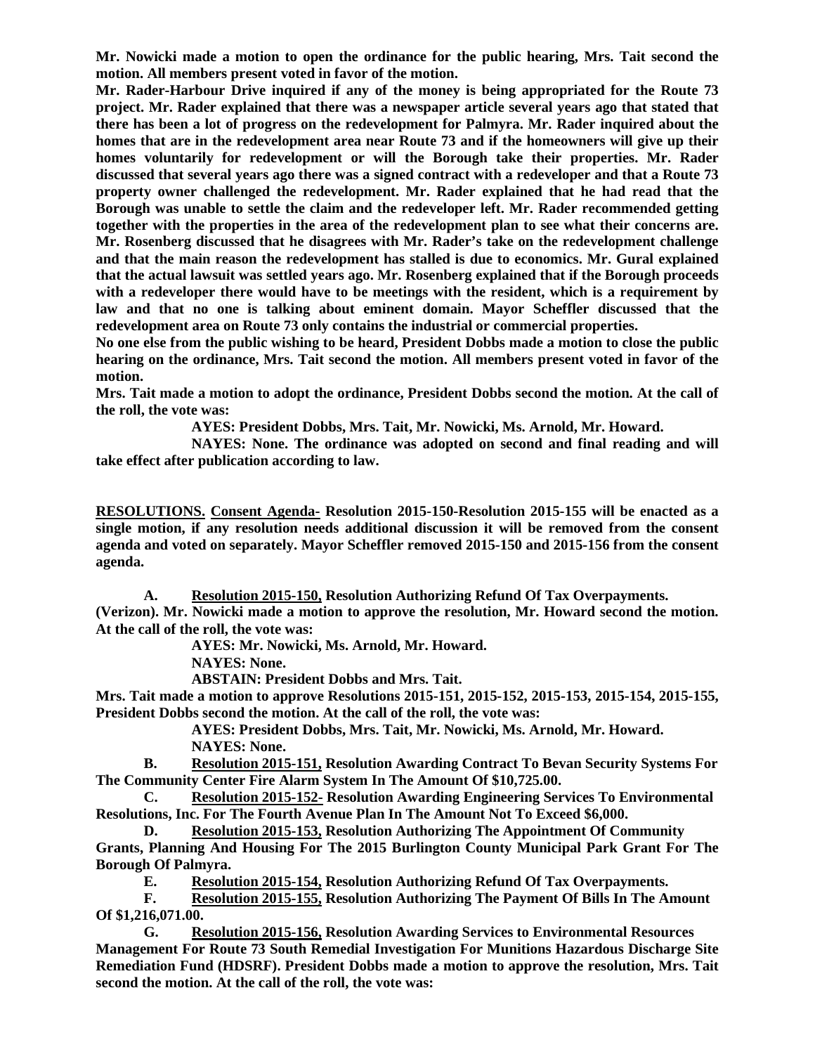**Mr. Nowicki made a motion to open the ordinance for the public hearing, Mrs. Tait second the motion. All members present voted in favor of the motion.**

**Mr. Rader-Harbour Drive inquired if any of the money is being appropriated for the Route 73 project. Mr. Rader explained that there was a newspaper article several years ago that stated that there has been a lot of progress on the redevelopment for Palmyra. Mr. Rader inquired about the homes that are in the redevelopment area near Route 73 and if the homeowners will give up their homes voluntarily for redevelopment or will the Borough take their properties. Mr. Rader discussed that several years ago there was a signed contract with a redeveloper and that a Route 73 property owner challenged the redevelopment. Mr. Rader explained that he had read that the Borough was unable to settle the claim and the redeveloper left. Mr. Rader recommended getting together with the properties in the area of the redevelopment plan to see what their concerns are. Mr. Rosenberg discussed that he disagrees with Mr. Rader's take on the redevelopment challenge and that the main reason the redevelopment has stalled is due to economics. Mr. Gural explained that the actual lawsuit was settled years ago. Mr. Rosenberg explained that if the Borough proceeds with a redeveloper there would have to be meetings with the resident, which is a requirement by law and that no one is talking about eminent domain. Mayor Scheffler discussed that the redevelopment area on Route 73 only contains the industrial or commercial properties.**

**No one else from the public wishing to be heard, President Dobbs made a motion to close the public hearing on the ordinance, Mrs. Tait second the motion. All members present voted in favor of the motion.**

**Mrs. Tait made a motion to adopt the ordinance, President Dobbs second the motion. At the call of the roll, the vote was:**

**AYES: President Dobbs, Mrs. Tait, Mr. Nowicki, Ms. Arnold, Mr. Howard.**

**NAYES: None. The ordinance was adopted on second and final reading and will take effect after publication according to law.**

**<u>RESOLUTIONS.</u> <u>Consent Agenda-</u> Resolution 2015-150-Resolution 2015-155 will be enacted as a single motion, if any resolution needs additional discussion it will be removed from the consent agenda and voted on separately. Mayor Scheffler removed 2015-150 and 2015-156 from the consent agenda.**

**A. <u>Resolution 2015-150,</u> Resolution Authorizing Refund Of Tax Overpayments. (Verizon). Mr. Nowicki made a motion to approve the resolution, Mr. Howard second the motion. At the call of the roll, the vote was:**

**AYES: Mr. Nowicki, Ms. Arnold, Mr. Howard.**

**NAYES: None.**

**ABSTAIN: President Dobbs and Mrs. Tait.**

**Mrs. Tait made a motion to approve Resolutions 2015-151, 2015-152, 2015-153, 2015-154, 2015-155, President Dobbs second the motion. At the call of the roll, the vote was:**

**AYES: President Dobbs, Mrs. Tait, Mr. Nowicki, Ms. Arnold, Mr. Howard.**

**NAYES: None.**

**B. <u>Resolution 2015-151,</u> Resolution Awarding Contract To Bevan Security Systems For The Community Center Fire Alarm System In The Amount Of $10,725.00.**

**C. <u>Resolution 2015-152-</u> Resolution Awarding Engineering Services To Environmental Resolutions, Inc. For The Fourth Avenue Plan In The Amount Not To Exceed $6,000.**

**D. <u>Resolution 2015-153,</u> Resolution Authorizing The Appointment Of Community Grants, Planning And Housing For The 2015 Burlington County Municipal Park Grant For The Borough Of Palmyra.**

**E. <u>Resolution 2015-154,</u> Resolution Authorizing Refund Of Tax Overpayments.**

**F. <u>Resolution 2015-155,</u> Resolution Authorizing The Payment Of Bills In The Amount Of $1,216,071.00.**

**G. <u>Resolution 2015-156,</u> Resolution Awarding Services to Environmental Resources Management For Route 73 South Remedial Investigation For Munitions Hazardous Discharge Site Remediation Fund (HDSRF). President Dobbs made a motion to approve the resolution, Mrs. Tait second the motion. At the call of the roll, the vote was:**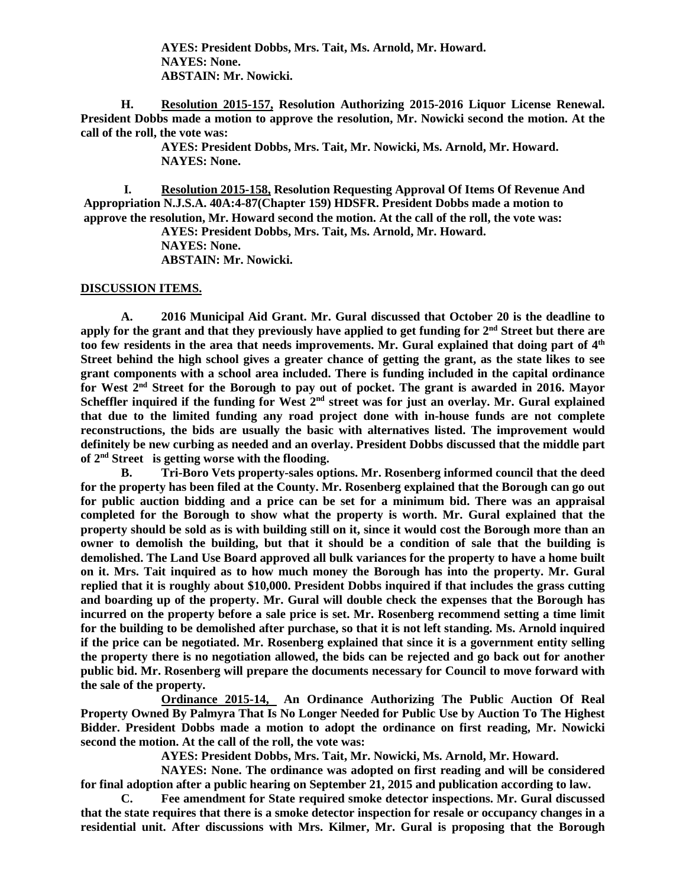**AYES: President Dobbs, Mrs. Tait, Ms. Arnold, Mr. Howard.**
**NAYES: None.**
**ABSTAIN: Mr. Nowicki.**

**H. <u>Resolution 2015-157,</u> Resolution Authorizing 2015-2016 Liquor License Renewal. President Dobbs made a motion to approve the resolution, Mr. Nowicki second the motion. At the call of the roll, the vote was:**

**AYES: President Dobbs, Mrs. Tait, Mr. Nowicki, Ms. Arnold, Mr. Howard.**
**NAYES: None.**

**I. <u>Resolution 2015-158,</u> Resolution Requesting Approval Of Items Of Revenue And Appropriation N.J.S.A. 40A:4-87(Chapter 159) HDSFR. President Dobbs made a motion to approve the resolution, Mr. Howard second the motion. At the call of the roll, the vote was:**

**AYES: President Dobbs, Mrs. Tait, Ms. Arnold, Mr. Howard.**
**NAYES: None.**
**ABSTAIN: Mr. Nowicki.**

**<u>DISCUSSION ITEMS.</u>**

**A. 2016 Municipal Aid Grant. Mr. Gural discussed that October 20 is the deadline to apply for the grant and that they previously have applied to get funding for 2nd Street but there are too few residents in the area that needs improvements. Mr. Gural explained that doing part of 4th Street behind the high school gives a greater chance of getting the grant, as the state likes to see grant components with a school area included. There is funding included in the capital ordinance for West 2nd Street for the Borough to pay out of pocket. The grant is awarded in 2016. Mayor Scheffler inquired if the funding for West 2nd street was for just an overlay. Mr. Gural explained that due to the limited funding any road project done with in-house funds are not complete reconstructions, the bids are usually the basic with alternatives listed. The improvement would definitely be new curbing as needed and an overlay. President Dobbs discussed that the middle part of 2nd Street is getting worse with the flooding.**

**B. Tri-Boro Vets property-sales options. Mr. Rosenberg informed council that the deed for the property has been filed at the County. Mr. Rosenberg explained that the Borough can go out for public auction bidding and a price can be set for a minimum bid. There was an appraisal completed for the Borough to show what the property is worth. Mr. Gural explained that the property should be sold as is with building still on it, since it would cost the Borough more than an owner to demolish the building, but that it should be a condition of sale that the building is demolished. The Land Use Board approved all bulk variances for the property to have a home built on it. Mrs. Tait inquired as to how much money the Borough has into the property. Mr. Gural replied that it is roughly about $10,000. President Dobbs inquired if that includes the grass cutting and boarding up of the property. Mr. Gural will double check the expenses that the Borough has incurred on the property before a sale price is set. Mr. Rosenberg recommend setting a time limit for the building to be demolished after purchase, so that it is not left standing. Ms. Arnold inquired if the price can be negotiated. Mr. Rosenberg explained that since it is a government entity selling the property there is no negotiation allowed, the bids can be rejected and go back out for another public bid. Mr. Rosenberg will prepare the documents necessary for Council to move forward with the sale of the property.**

**<u>Ordinance 2015-14,</u> An Ordinance Authorizing The Public Auction Of Real Property Owned By Palmyra That Is No Longer Needed for Public Use by Auction To The Highest Bidder. President Dobbs made a motion to adopt the ordinance on first reading, Mr. Nowicki second the motion. At the call of the roll, the vote was:**

**AYES: President Dobbs, Mrs. Tait, Mr. Nowicki, Ms. Arnold, Mr. Howard.**

**NAYES: None. The ordinance was adopted on first reading and will be considered for final adoption after a public hearing on September 21, 2015 and publication according to law.**

**C. Fee amendment for State required smoke detector inspections. Mr. Gural discussed that the state requires that there is a smoke detector inspection for resale or occupancy changes in a residential unit. After discussions with Mrs. Kilmer, Mr. Gural is proposing that the Borough**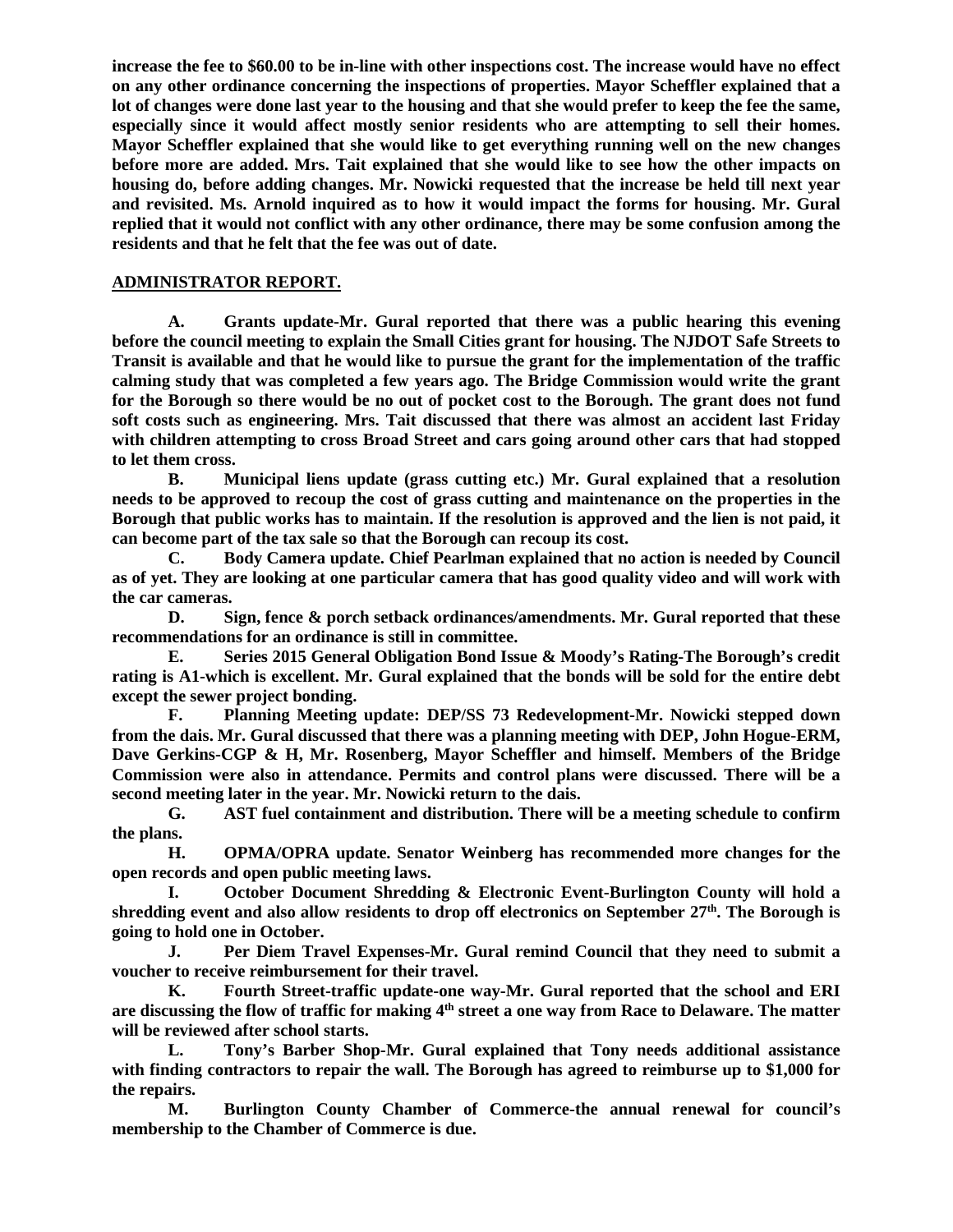**increase the fee to $60.00 to be in-line with other inspections cost. The increase would have no effect on any other ordinance concerning the inspections of properties. Mayor Scheffler explained that a lot of changes were done last year to the housing and that she would prefer to keep the fee the same, especially since it would affect mostly senior residents who are attempting to sell their homes. Mayor Scheffler explained that she would like to get everything running well on the new changes before more are added. Mrs. Tait explained that she would like to see how the other impacts on housing do, before adding changes. Mr. Nowicki requested that the increase be held till next year and revisited. Ms. Arnold inquired as to how it would impact the forms for housing. Mr. Gural replied that it would not conflict with any other ordinance, there may be some confusion among the residents and that he felt that the fee was out of date.**

## ADMINISTRATOR REPORT.

**A. Grants update-Mr. Gural reported that there was a public hearing this evening before the council meeting to explain the Small Cities grant for housing. The NJDOT Safe Streets to Transit is available and that he would like to pursue the grant for the implementation of the traffic calming study that was completed a few years ago. The Bridge Commission would write the grant for the Borough so there would be no out of pocket cost to the Borough. The grant does not fund soft costs such as engineering. Mrs. Tait discussed that there was almost an accident last Friday with children attempting to cross Broad Street and cars going around other cars that had stopped to let them cross.**

**B. Municipal liens update (grass cutting etc.) Mr. Gural explained that a resolution needs to be approved to recoup the cost of grass cutting and maintenance on the properties in the Borough that public works has to maintain. If the resolution is approved and the lien is not paid, it can become part of the tax sale so that the Borough can recoup its cost.**

**C. Body Camera update. Chief Pearlman explained that no action is needed by Council as of yet. They are looking at one particular camera that has good quality video and will work with the car cameras.**

**D. Sign, fence & porch setback ordinances/amendments. Mr. Gural reported that these recommendations for an ordinance is still in committee.**

**E. Series 2015 General Obligation Bond Issue & Moody's Rating-The Borough's credit rating is A1-which is excellent. Mr. Gural explained that the bonds will be sold for the entire debt except the sewer project bonding.**

**F. Planning Meeting update: DEP/SS 73 Redevelopment-Mr. Nowicki stepped down from the dais. Mr. Gural discussed that there was a planning meeting with DEP, John Hogue-ERM, Dave Gerkins-CGP & H, Mr. Rosenberg, Mayor Scheffler and himself. Members of the Bridge Commission were also in attendance. Permits and control plans were discussed. There will be a second meeting later in the year. Mr. Nowicki return to the dais.**

**G. AST fuel containment and distribution. There will be a meeting schedule to confirm the plans.**

**H. OPMA/OPRA update. Senator Weinberg has recommended more changes for the open records and open public meeting laws.**

**I. October Document Shredding & Electronic Event-Burlington County will hold a shredding event and also allow residents to drop off electronics on September 27th. The Borough is going to hold one in October.**

**J. Per Diem Travel Expenses-Mr. Gural remind Council that they need to submit a voucher to receive reimbursement for their travel.**

**K. Fourth Street-traffic update-one way-Mr. Gural reported that the school and ERI are discussing the flow of traffic for making 4th street a one way from Race to Delaware. The matter will be reviewed after school starts.**

**L. Tony's Barber Shop-Mr. Gural explained that Tony needs additional assistance with finding contractors to repair the wall. The Borough has agreed to reimburse up to $1,000 for the repairs.**

**M. Burlington County Chamber of Commerce-the annual renewal for council's membership to the Chamber of Commerce is due.**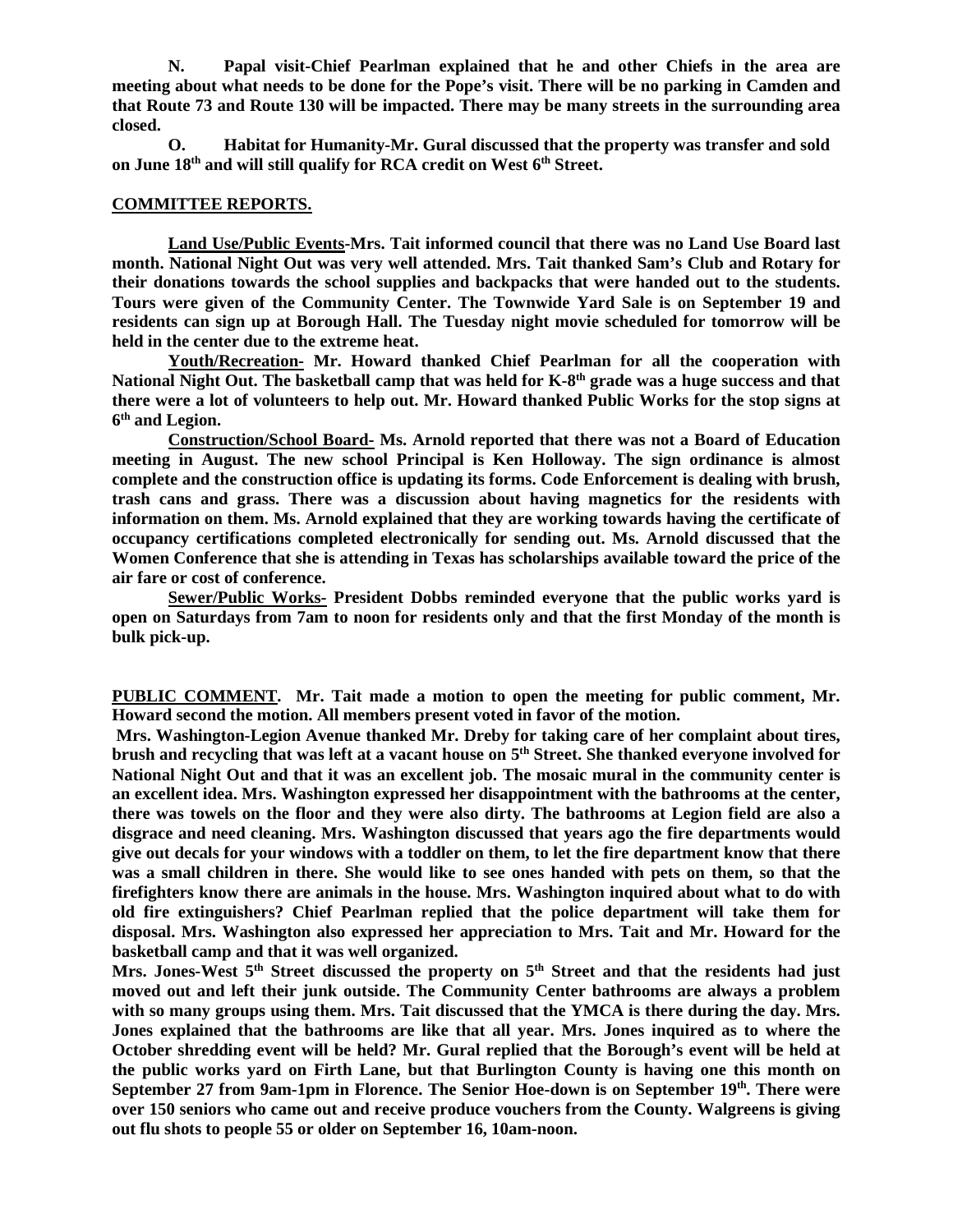**N. Papal visit-Chief Pearlman explained that he and other Chiefs in the area are meeting about what needs to be done for the Pope's visit. There will be no parking in Camden and that Route 73 and Route 130 will be impacted. There may be many streets in the surrounding area closed.**

**O. Habitat for Humanity-Mr. Gural discussed that the property was transfer and sold on June 18th and will still qualify for RCA credit on West 6th Street.**

## COMMITTEE REPORTS.

**Land Use/Public Events-Mrs. Tait informed council that there was no Land Use Board last month. National Night Out was very well attended. Mrs. Tait thanked Sam's Club and Rotary for their donations towards the school supplies and backpacks that were handed out to the students. Tours were given of the Community Center. The Townwide Yard Sale is on September 19 and residents can sign up at Borough Hall. The Tuesday night movie scheduled for tomorrow will be held in the center due to the extreme heat.**

**Youth/Recreation- Mr. Howard thanked Chief Pearlman for all the cooperation with National Night Out. The basketball camp that was held for K-8th grade was a huge success and that there were a lot of volunteers to help out. Mr. Howard thanked Public Works for the stop signs at 6th and Legion.**

**Construction/School Board- Ms. Arnold reported that there was not a Board of Education meeting in August. The new school Principal is Ken Holloway. The sign ordinance is almost complete and the construction office is updating its forms. Code Enforcement is dealing with brush, trash cans and grass. There was a discussion about having magnetics for the residents with information on them. Ms. Arnold explained that they are working towards having the certificate of occupancy certifications completed electronically for sending out. Ms. Arnold discussed that the Women Conference that she is attending in Texas has scholarships available toward the price of the air fare or cost of conference.**

**Sewer/Public Works- President Dobbs reminded everyone that the public works yard is open on Saturdays from 7am to noon for residents only and that the first Monday of the month is bulk pick-up.**

**PUBLIC COMMENT. Mr. Tait made a motion to open the meeting for public comment, Mr. Howard second the motion. All members present voted in favor of the motion.**

**Mrs. Washington-Legion Avenue thanked Mr. Dreby for taking care of her complaint about tires, brush and recycling that was left at a vacant house on 5th Street. She thanked everyone involved for National Night Out and that it was an excellent job. The mosaic mural in the community center is an excellent idea. Mrs. Washington expressed her disappointment with the bathrooms at the center, there was towels on the floor and they were also dirty. The bathrooms at Legion field are also a disgrace and need cleaning. Mrs. Washington discussed that years ago the fire departments would give out decals for your windows with a toddler on them, to let the fire department know that there was a small children in there. She would like to see ones handed with pets on them, so that the firefighters know there are animals in the house. Mrs. Washington inquired about what to do with old fire extinguishers? Chief Pearlman replied that the police department will take them for disposal. Mrs. Washington also expressed her appreciation to Mrs. Tait and Mr. Howard for the basketball camp and that it was well organized.**

**Mrs. Jones-West 5th Street discussed the property on 5th Street and that the residents had just moved out and left their junk outside. The Community Center bathrooms are always a problem with so many groups using them. Mrs. Tait discussed that the YMCA is there during the day. Mrs. Jones explained that the bathrooms are like that all year. Mrs. Jones inquired as to where the October shredding event will be held? Mr. Gural replied that the Borough's event will be held at the public works yard on Firth Lane, but that Burlington County is having one this month on September 27 from 9am-1pm in Florence. The Senior Hoe-down is on September 19th. There were over 150 seniors who came out and receive produce vouchers from the County. Walgreens is giving out flu shots to people 55 or older on September 16, 10am-noon.**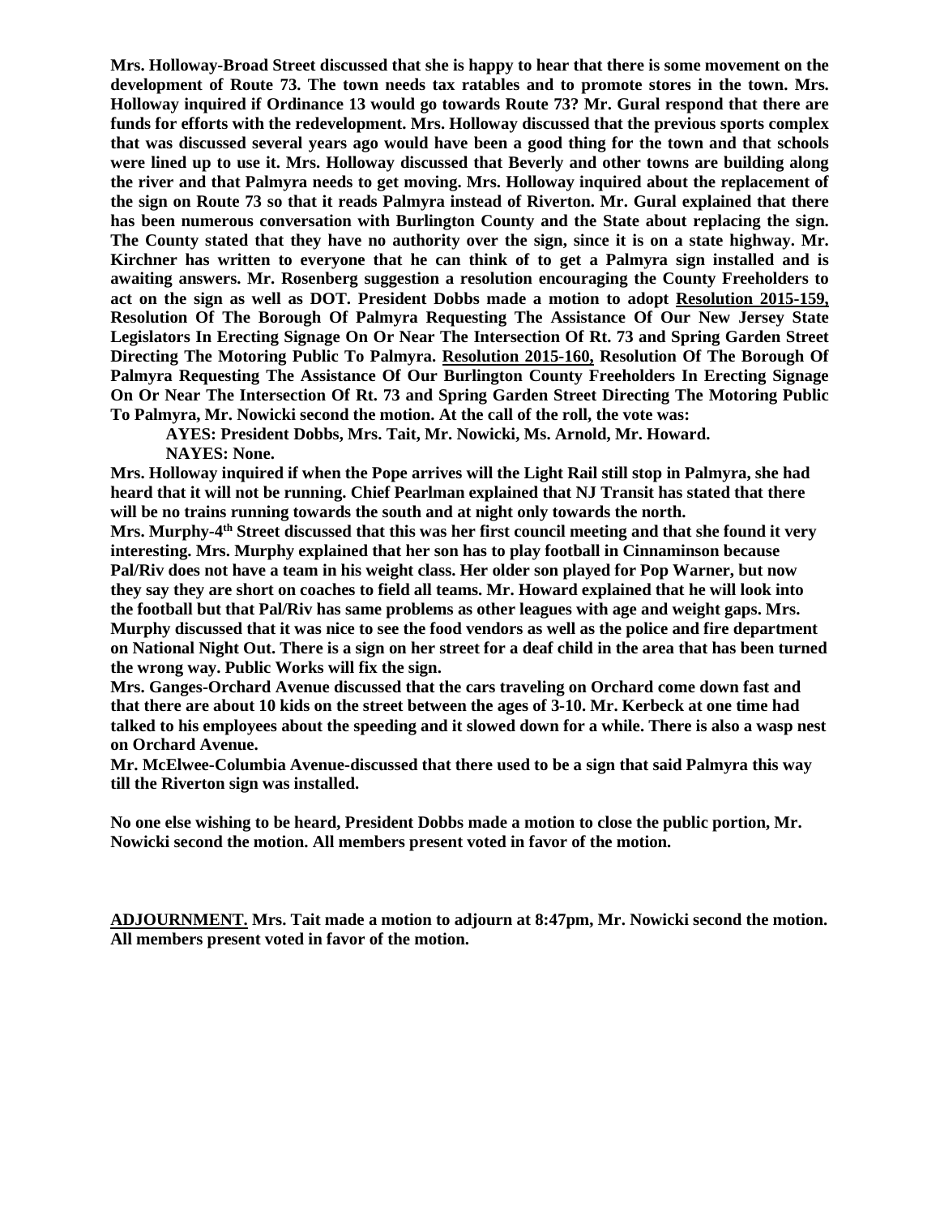**Mrs. Holloway-Broad Street discussed that she is happy to hear that there is some movement on the development of Route 73. The town needs tax ratables and to promote stores in the town. Mrs. Holloway inquired if Ordinance 13 would go towards Route 73? Mr. Gural respond that there are funds for efforts with the redevelopment. Mrs. Holloway discussed that the previous sports complex that was discussed several years ago would have been a good thing for the town and that schools were lined up to use it. Mrs. Holloway discussed that Beverly and other towns are building along the river and that Palmyra needs to get moving. Mrs. Holloway inquired about the replacement of the sign on Route 73 so that it reads Palmyra instead of Riverton. Mr. Gural explained that there has been numerous conversation with Burlington County and the State about replacing the sign. The County stated that they have no authority over the sign, since it is on a state highway. Mr. Kirchner has written to everyone that he can think of to get a Palmyra sign installed and is awaiting answers. Mr. Rosenberg suggestion a resolution encouraging the County Freeholders to act on the sign as well as DOT. President Dobbs made a motion to adopt <u>Resolution 2015-159,</u> Resolution Of The Borough Of Palmyra Requesting The Assistance Of Our New Jersey State Legislators In Erecting Signage On Or Near The Intersection Of Rt. 73 and Spring Garden Street Directing The Motoring Public To Palmyra. <u>Resolution 2015-160,</u> Resolution Of The Borough Of Palmyra Requesting The Assistance Of Our Burlington County Freeholders In Erecting Signage On Or Near The Intersection Of Rt. 73 and Spring Garden Street Directing The Motoring Public To Palmyra, Mr. Nowicki second the motion. At the call of the roll, the vote was:**

**AYES: President Dobbs, Mrs. Tait, Mr. Nowicki, Ms. Arnold, Mr. Howard.**
**NAYES: None.**

**Mrs. Holloway inquired if when the Pope arrives will the Light Rail still stop in Palmyra, she had heard that it will not be running. Chief Pearlman explained that NJ Transit has stated that there will be no trains running towards the south and at night only towards the north.**

**Mrs. Murphy-4th Street discussed that this was her first council meeting and that she found it very interesting. Mrs. Murphy explained that her son has to play football in Cinnaminson because Pal/Riv does not have a team in his weight class. Her older son played for Pop Warner, but now they say they are short on coaches to field all teams. Mr. Howard explained that he will look into the football but that Pal/Riv has same problems as other leagues with age and weight gaps. Mrs. Murphy discussed that it was nice to see the food vendors as well as the police and fire department on National Night Out. There is a sign on her street for a deaf child in the area that has been turned the wrong way. Public Works will fix the sign.**

**Mrs. Ganges-Orchard Avenue discussed that the cars traveling on Orchard come down fast and that there are about 10 kids on the street between the ages of 3-10. Mr. Kerbeck at one time had talked to his employees about the speeding and it slowed down for a while. There is also a wasp nest on Orchard Avenue.**

**Mr. McElwee-Columbia Avenue-discussed that there used to be a sign that said Palmyra this way till the Riverton sign was installed.**

**No one else wishing to be heard, President Dobbs made a motion to close the public portion, Mr. Nowicki second the motion. All members present voted in favor of the motion.**

**<u>ADJOURNMENT.</u> Mrs. Tait made a motion to adjourn at 8:47pm, Mr. Nowicki second the motion. All members present voted in favor of the motion.**